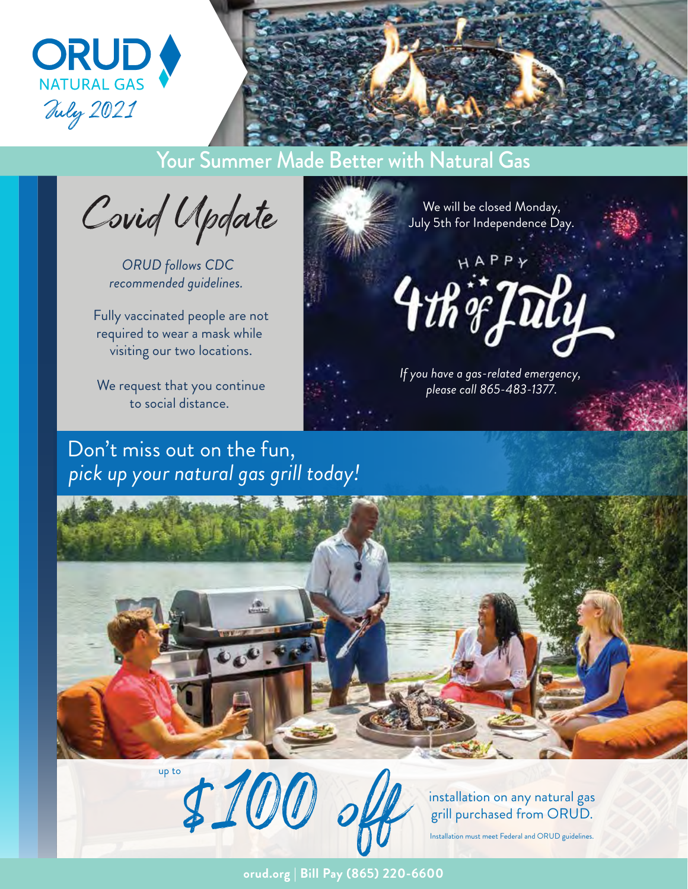# ORUD NATURAL GAS

*July 2021*

## Your Summer Made Better with Natural Gas

### Covid Update

*ORUD follows CDC recommended guidelines.*

Fully vaccinated people are not required to wear a mask while visiting our two locations.

We request that you continue to social distance.

We will be closed Monday, July 5th for Independence Day.

HAPPY 4th of July

*If you have a gas-related emergency, please call 865-483-1377.*

## Don't miss out on the fun, *pick up your natural gas grill today!*

up to **$100 off** installation on any natural gas grill purchased from ORUD.

Installation must meet Federal and ORUD guidelines.

**orud.org** | **Bill Pay (865) 220-6600**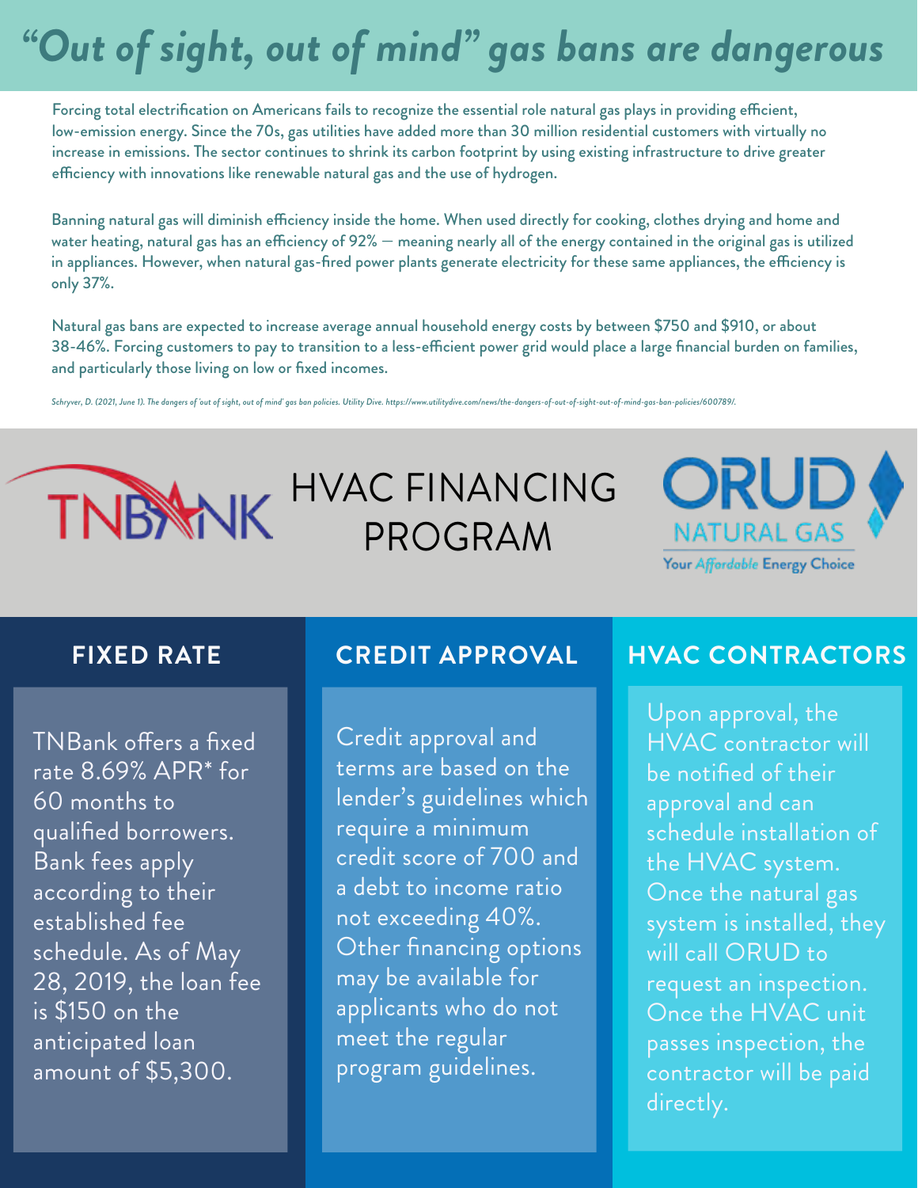# "Out of sight, out of mind" gas bans are dangerous

Forcing total electrification on Americans fails to recognize the essential role natural gas plays in providing efficient, low-emission energy. Since the 70s, gas utilities have added more than 30 million residential customers with virtually no increase in emissions. The sector continues to shrink its carbon footprint by using existing infrastructure to drive greater efficiency with innovations like renewable natural gas and the use of hydrogen.

Banning natural gas will diminish efficiency inside the home. When used directly for cooking, clothes drying and home and water heating, natural gas has an efficiency of 92% — meaning nearly all of the energy contained in the original gas is utilized in appliances. However, when natural gas-fired power plants generate electricity for these same appliances, the efficiency is only 37%.

Natural gas bans are expected to increase average annual household energy costs by between $750 and $910, or about 38-46%. Forcing customers to pay to transition to a less-efficient power grid would place a large financial burden on families, and particularly those living on low or fixed incomes.

*Schryver, D. (2021, June 1). The dangers of 'out of sight, out of mind' gas ban policies. Utility Dive. https://www.utilitydive.com/news/the-dangers-of-out-of-sight-out-of-mind-gas-ban-policies/600789/.*

TNBANK

# HVAC FINANCING PROGRAM

ORUD NATURAL GAS

Your Affordable Energy Choice

## FIXED RATE

TNBank offers a fixed rate 8.69% APR* for 60 months to qualified borrowers. Bank fees apply according to their established fee schedule. As of May 28, 2019, the loan fee is $150 on the anticipated loan amount of $5,300.

## CREDIT APPROVAL

Credit approval and terms are based on the lender's guidelines which require a minimum credit score of 700 and a debt to income ratio not exceeding 40%. Other financing options may be available for applicants who do not meet the regular program guidelines.

## HVAC CONTRACTORS

Upon approval, the HVAC contractor will be notified of their approval and can schedule installation of the HVAC system. Once the natural gas system is installed, they will call ORUD to request an inspection. Once the HVAC unit passes inspection, the contractor will be paid directly.